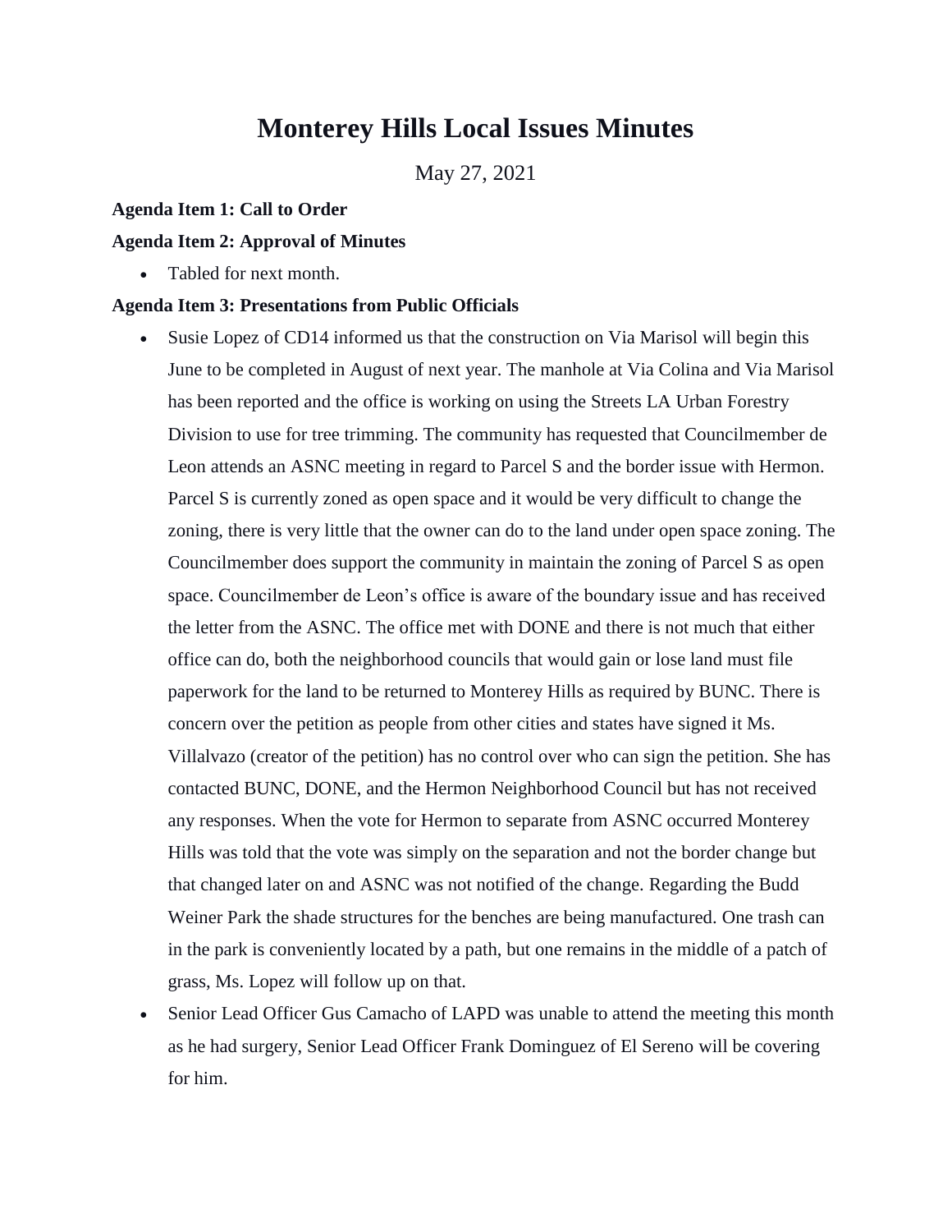# Monterey Hills Local Issues Minutes

May 27, 2021

**Agenda Item 1: Call to Order**

**Agenda Item 2: Approval of Minutes**

- Tabled for next month.

**Agenda Item 3: Presentations from Public Officials**

- Susie Lopez of CD14 informed us that the construction on Via Marisol will begin this June to be completed in August of next year. The manhole at Via Colina and Via Marisol has been reported and the office is working on using the Streets LA Urban Forestry Division to use for tree trimming. The community has requested that Councilmember de Leon attends an ASNC meeting in regard to Parcel S and the border issue with Hermon. Parcel S is currently zoned as open space and it would be very difficult to change the zoning, there is very little that the owner can do to the land under open space zoning. The Councilmember does support the community in maintain the zoning of Parcel S as open space. Councilmember de Leon's office is aware of the boundary issue and has received the letter from the ASNC. The office met with DONE and there is not much that either office can do, both the neighborhood councils that would gain or lose land must file paperwork for the land to be returned to Monterey Hills as required by BUNC. There is concern over the petition as people from other cities and states have signed it Ms. Villalvazo (creator of the petition) has no control over who can sign the petition. She has contacted BUNC, DONE, and the Hermon Neighborhood Council but has not received any responses. When the vote for Hermon to separate from ASNC occurred Monterey Hills was told that the vote was simply on the separation and not the border change but that changed later on and ASNC was not notified of the change. Regarding the Budd Weiner Park the shade structures for the benches are being manufactured. One trash can in the park is conveniently located by a path, but one remains in the middle of a patch of grass, Ms. Lopez will follow up on that.
- Senior Lead Officer Gus Camacho of LAPD was unable to attend the meeting this month as he had surgery, Senior Lead Officer Frank Dominguez of El Sereno will be covering for him.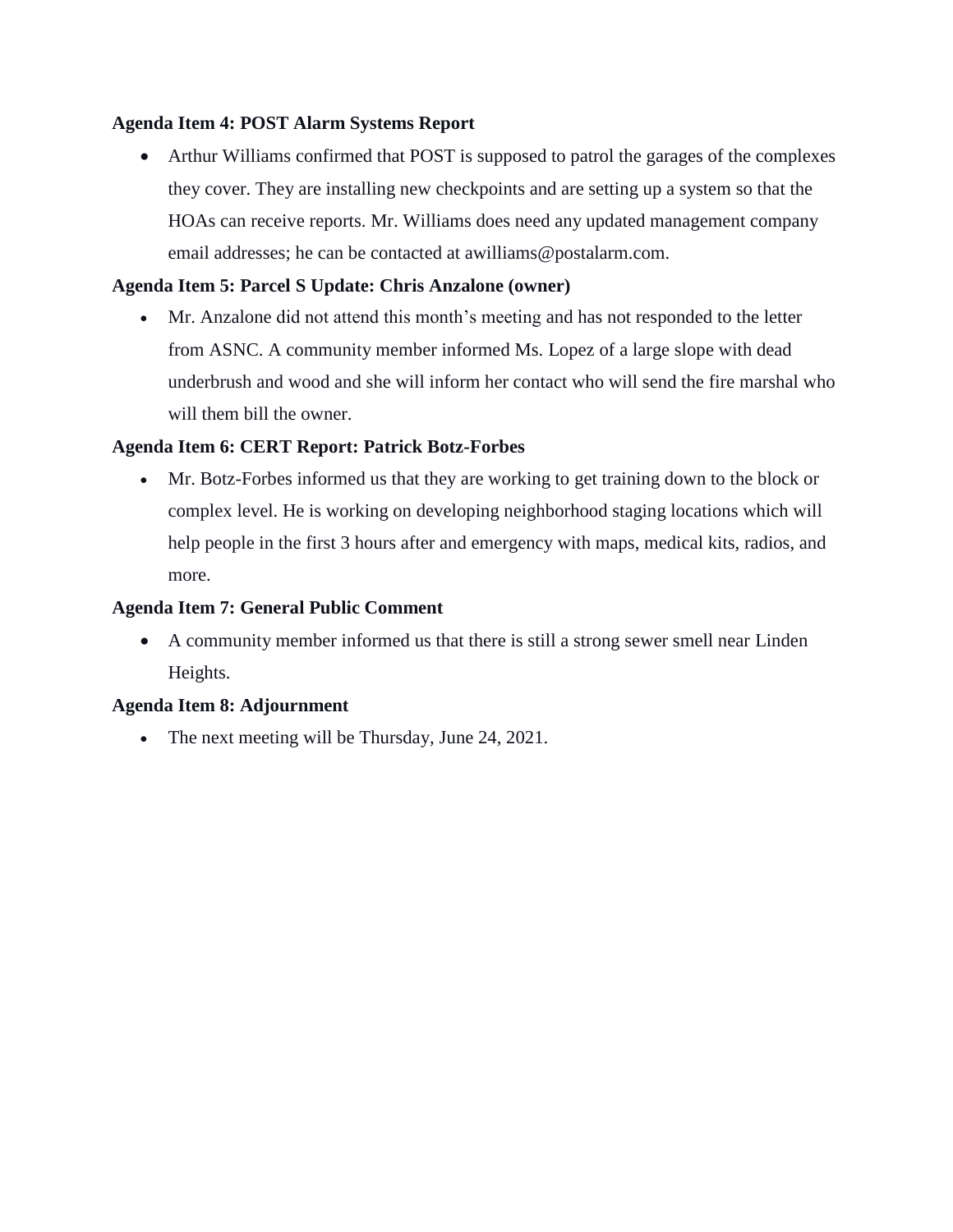**Agenda Item 4: POST Alarm Systems Report**

- Arthur Williams confirmed that POST is supposed to patrol the garages of the complexes they cover. They are installing new checkpoints and are setting up a system so that the HOAs can receive reports. Mr. Williams does need any updated management company email addresses; he can be contacted at awilliams@postalarm.com.

**Agenda Item 5: Parcel S Update: Chris Anzalone (owner)**

- Mr. Anzalone did not attend this month's meeting and has not responded to the letter from ASNC. A community member informed Ms. Lopez of a large slope with dead underbrush and wood and she will inform her contact who will send the fire marshal who will them bill the owner.

**Agenda Item 6: CERT Report: Patrick Botz-Forbes**

- Mr. Botz-Forbes informed us that they are working to get training down to the block or complex level. He is working on developing neighborhood staging locations which will help people in the first 3 hours after and emergency with maps, medical kits, radios, and more.

**Agenda Item 7: General Public Comment**

- A community member informed us that there is still a strong sewer smell near Linden Heights.

**Agenda Item 8: Adjournment**

- The next meeting will be Thursday, June 24, 2021.